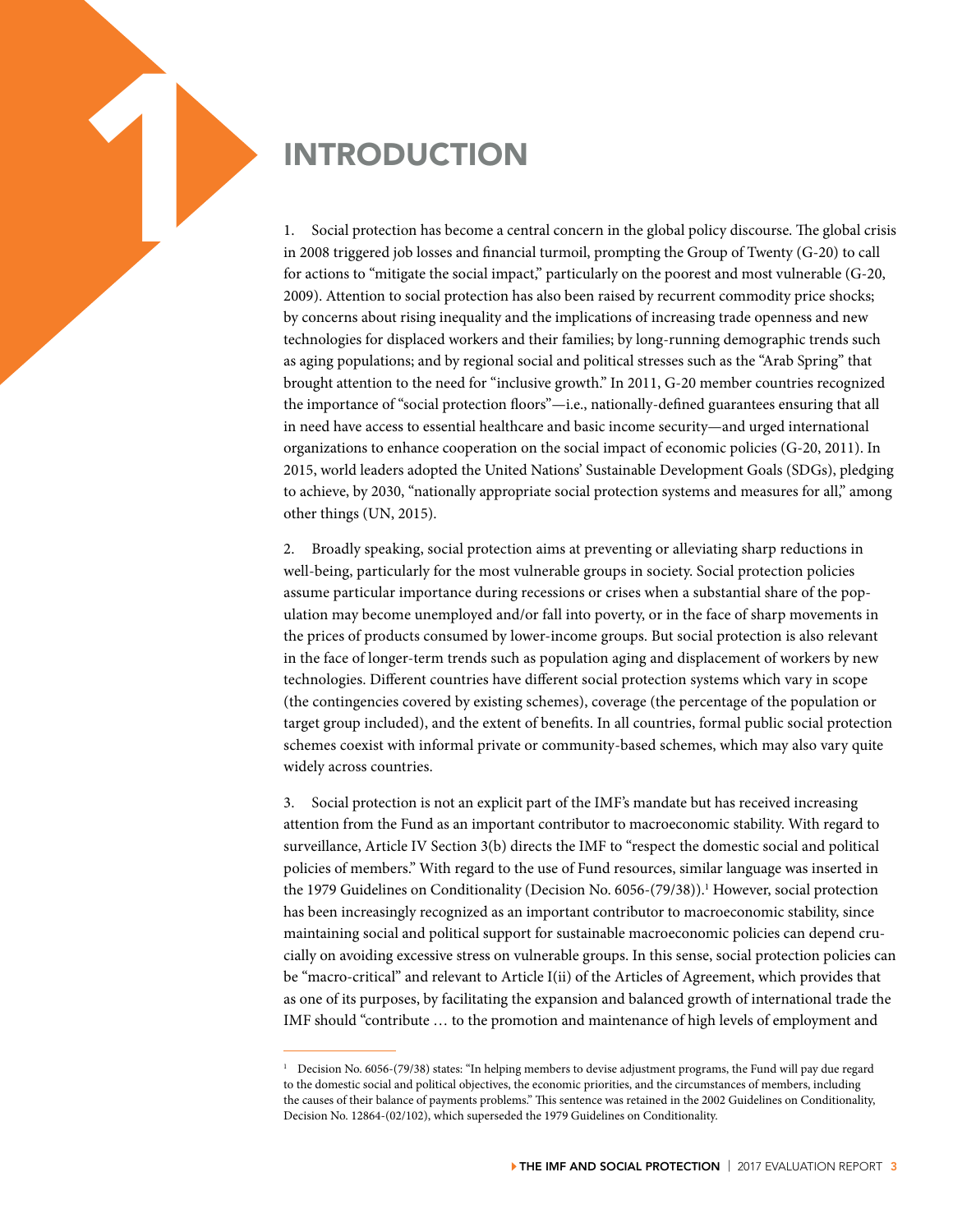# 1 INTRODUCTION

1. Social protection has become a central concern in the global policy discourse. The global crisis in 2008 triggered job losses and financial turmoil, prompting the Group of Twenty (G-20) to call for actions to "mitigate the social impact," particularly on the poorest and most vulnerable (G-20, 2009). Attention to social protection has also been raised by recurrent commodity price shocks; by concerns about rising inequality and the implications of increasing trade openness and new technologies for displaced workers and their families; by long-running demographic trends such as aging populations; and by regional social and political stresses such as the "Arab Spring" that brought attention to the need for "inclusive growth." In 2011, G-20 member countries recognized the importance of "social protection floors"—i.e., nationally-defined guarantees ensuring that all in need have access to essential healthcare and basic income security—and urged international organizations to enhance cooperation on the social impact of economic policies (G-20, 2011). In 2015, world leaders adopted the United Nations' Sustainable Development Goals (SDGs), pledging to achieve, by 2030, "nationally appropriate social protection systems and measures for all," among other things (UN, 2015).

2. Broadly speaking, social protection aims at preventing or alleviating sharp reductions in well-being, particularly for the most vulnerable groups in society. Social protection policies assume particular importance during recessions or crises when a substantial share of the population may become unemployed and/or fall into poverty, or in the face of sharp movements in the prices of products consumed by lower-income groups. But social protection is also relevant in the face of longer-term trends such as population aging and displacement of workers by new technologies. Different countries have different social protection systems which vary in scope (the contingencies covered by existing schemes), coverage (the percentage of the population or target group included), and the extent of benefits. In all countries, formal public social protection schemes coexist with informal private or community-based schemes, which may also vary quite widely across countries.

3. Social protection is not an explicit part of the IMF's mandate but has received increasing attention from the Fund as an important contributor to macroeconomic stability. With regard to surveillance, Article IV Section 3(b) directs the IMF to "respect the domestic social and political policies of members." With regard to the use of Fund resources, similar language was inserted in the 1979 Guidelines on Conditionality (Decision No. 6056-(79/38)).[1] However, social protection has been increasingly recognized as an important contributor to macroeconomic stability, since maintaining social and political support for sustainable macroeconomic policies can depend crucially on avoiding excessive stress on vulnerable groups. In this sense, social protection policies can be "macro-critical" and relevant to Article I(ii) of the Articles of Agreement, which provides that as one of its purposes, by facilitating the expansion and balanced growth of international trade the IMF should "contribute … to the promotion and maintenance of high levels of employment and

---

[1] Decision No. 6056-(79/38) states: "In helping members to devise adjustment programs, the Fund will pay due regard to the domestic social and political objectives, the economic priorities, and the circumstances of members, including the causes of their balance of payments problems." This sentence was retained in the 2002 Guidelines on Conditionality, Decision No. 12864-(02/102), which superseded the 1979 Guidelines on Conditionality.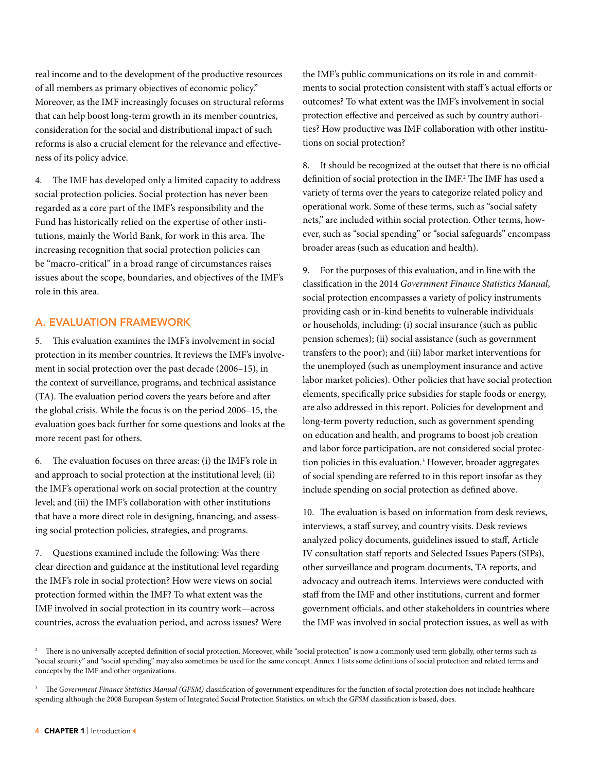real income and to the development of the productive resources of all members as primary objectives of economic policy." Moreover, as the IMF increasingly focuses on structural reforms that can help boost long-term growth in its member countries, consideration for the social and distributional impact of such reforms is also a crucial element for the relevance and effectiveness of its policy advice.

4. The IMF has developed only a limited capacity to address social protection policies. Social protection has never been regarded as a core part of the IMF's responsibility and the Fund has historically relied on the expertise of other institutions, mainly the World Bank, for work in this area. The increasing recognition that social protection policies can be "macro-critical" in a broad range of circumstances raises issues about the scope, boundaries, and objectives of the IMF's role in this area.

## A. EVALUATION FRAMEWORK

5. This evaluation examines the IMF's involvement in social protection in its member countries. It reviews the IMF's involvement in social protection over the past decade (2006–15), in the context of surveillance, programs, and technical assistance (TA). The evaluation period covers the years before and after the global crisis. While the focus is on the period 2006–15, the evaluation goes back further for some questions and looks at the more recent past for others.

6. The evaluation focuses on three areas: (i) the IMF's role in and approach to social protection at the institutional level; (ii) the IMF's operational work on social protection at the country level; and (iii) the IMF's collaboration with other institutions that have a more direct role in designing, financing, and assessing social protection policies, strategies, and programs.

7. Questions examined include the following: Was there clear direction and guidance at the institutional level regarding the IMF's role in social protection? How were views on social protection formed within the IMF? To what extent was the IMF involved in social protection in its country work—across countries, across the evaluation period, and across issues? Were the IMF's public communications on its role in and commitments to social protection consistent with staff's actual efforts or outcomes? To what extent was the IMF's involvement in social protection effective and perceived as such by country authorities? How productive was IMF collaboration with other institutions on social protection?

8. It should be recognized at the outset that there is no official definition of social protection in the IMF.[2] The IMF has used a variety of terms over the years to categorize related policy and operational work. Some of these terms, such as "social safety nets," are included within social protection. Other terms, however, such as "social spending" or "social safeguards" encompass broader areas (such as education and health).

9. For the purposes of this evaluation, and in line with the classification in the 2014 *Government Finance Statistics Manual*, social protection encompasses a variety of policy instruments providing cash or in-kind benefits to vulnerable individuals or households, including: (i) social insurance (such as public pension schemes); (ii) social assistance (such as government transfers to the poor); and (iii) labor market interventions for the unemployed (such as unemployment insurance and active labor market policies). Other policies that have social protection elements, specifically price subsidies for staple foods or energy, are also addressed in this report. Policies for development and long-term poverty reduction, such as government spending on education and health, and programs to boost job creation and labor force participation, are not considered social protection policies in this evaluation.[3] However, broader aggregates of social spending are referred to in this report insofar as they include spending on social protection as defined above.

10. The evaluation is based on information from desk reviews, interviews, a staff survey, and country visits. Desk reviews analyzed policy documents, guidelines issued to staff, Article IV consultation staff reports and Selected Issues Papers (SIPs), other surveillance and program documents, TA reports, and advocacy and outreach items. Interviews were conducted with staff from the IMF and other institutions, current and former government officials, and other stakeholders in countries where the IMF was involved in social protection issues, as well as with

---

[2] There is no universally accepted definition of social protection. Moreover, while "social protection" is now a commonly used term globally, other terms such as "social security" and "social spending" may also sometimes be used for the same concept. Annex 1 lists some definitions of social protection and related terms and concepts by the IMF and other organizations.

[3] The *Government Finance Statistics Manual (GFSM)* classification of government expenditures for the function of social protection does not include healthcare spending although the 2008 European System of Integrated Social Protection Statistics, on which the *GFSM* classification is based, does.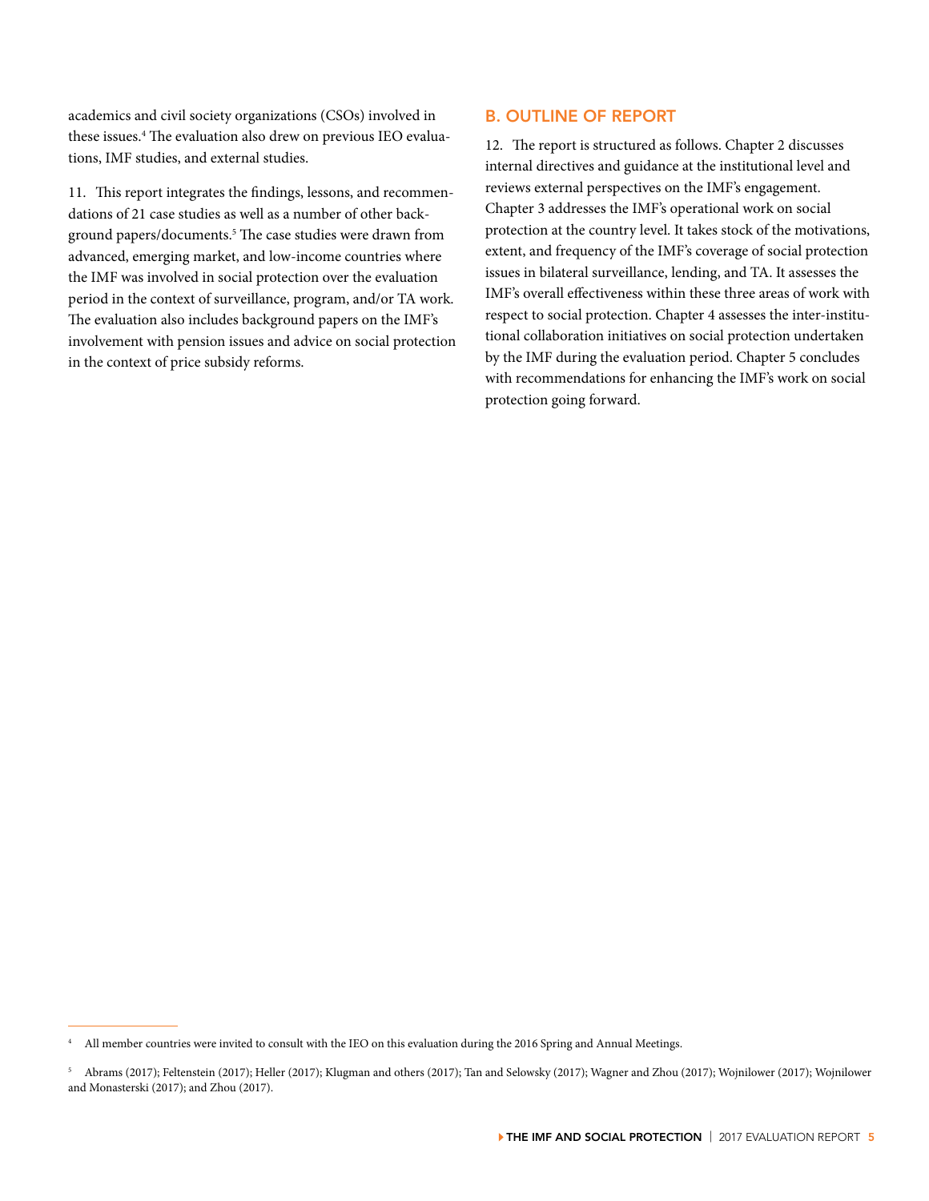academics and civil society organizations (CSOs) involved in these issues.[4] The evaluation also drew on previous IEO evaluations, IMF studies, and external studies.

11. This report integrates the findings, lessons, and recommendations of 21 case studies as well as a number of other background papers/documents.[5] The case studies were drawn from advanced, emerging market, and low-income countries where the IMF was involved in social protection over the evaluation period in the context of surveillance, program, and/or TA work. The evaluation also includes background papers on the IMF's involvement with pension issues and advice on social protection in the context of price subsidy reforms.

## B. OUTLINE OF REPORT

12. The report is structured as follows. Chapter 2 discusses internal directives and guidance at the institutional level and reviews external perspectives on the IMF's engagement. Chapter 3 addresses the IMF's operational work on social protection at the country level. It takes stock of the motivations, extent, and frequency of the IMF's coverage of social protection issues in bilateral surveillance, lending, and TA. It assesses the IMF's overall effectiveness within these three areas of work with respect to social protection. Chapter 4 assesses the inter-institutional collaboration initiatives on social protection undertaken by the IMF during the evaluation period. Chapter 5 concludes with recommendations for enhancing the IMF's work on social protection going forward.

---

[4] All member countries were invited to consult with the IEO on this evaluation during the 2016 Spring and Annual Meetings.

[5] Abrams (2017); Feltenstein (2017); Heller (2017); Klugman and others (2017); Tan and Selowsky (2017); Wagner and Zhou (2017); Wojnilower (2017); Wojnilower and Monasterski (2017); and Zhou (2017).